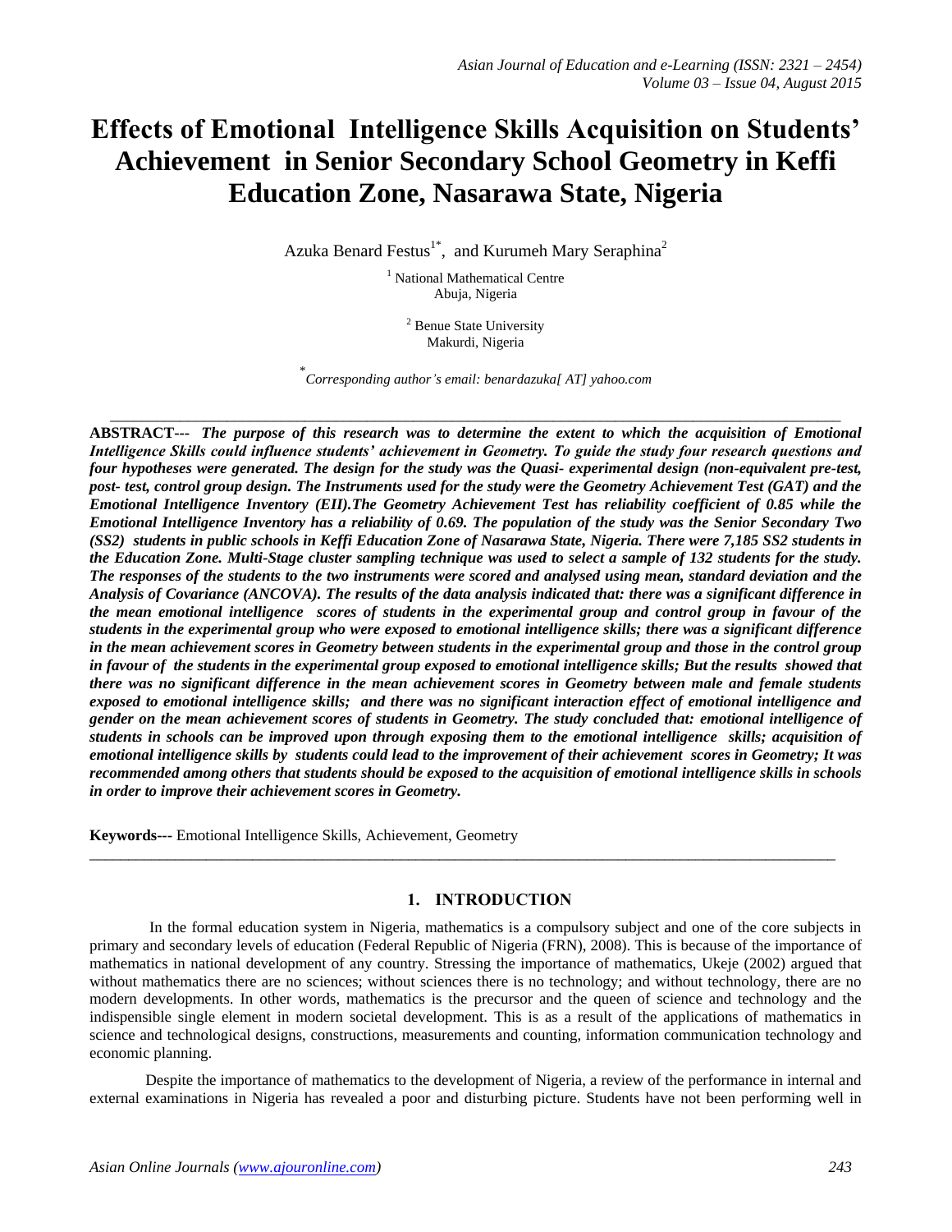# Effects of Emotional Intelligence Skills Acquisition on Students' Achievement in Senior Secondary School Geometry in Keffi Education Zone, Nasarawa State, Nigeria

Azuka Benard Festus[1*], and Kurumeh Mary Seraphina[2]

[1] National Mathematical Centre
Abuja, Nigeria

[2] Benue State University
Makurdi, Nigeria

[*] *Corresponding author's email: benardazuka[ AT] yahoo.com*

---

**ABSTRACT---** ***The purpose of this research was to determine the extent to which the acquisition of Emotional Intelligence Skills could influence students' achievement in Geometry. To guide the study four research questions and four hypotheses were generated. The design for the study was the Quasi- experimental design (non-equivalent pre-test, post- test, control group design. The Instruments used for the study were the Geometry Achievement Test (GAT) and the Emotional Intelligence Inventory (EII).The Geometry Achievement Test has reliability coefficient of 0.85 while the Emotional Intelligence Inventory has a reliability of 0.69. The population of the study was the Senior Secondary Two (SS2) students in public schools in Keffi Education Zone of Nasarawa State, Nigeria. There were 7,185 SS2 students in the Education Zone. Multi-Stage cluster sampling technique was used to select a sample of 132 students for the study. The responses of the students to the two instruments were scored and analysed using mean, standard deviation and the Analysis of Covariance (ANCOVA). The results of the data analysis indicated that: there was a significant difference in the mean emotional intelligence scores of students in the experimental group and control group in favour of the students in the experimental group who were exposed to emotional intelligence skills; there was a significant difference in the mean achievement scores in Geometry between students in the experimental group and those in the control group in favour of the students in the experimental group exposed to emotional intelligence skills; But the results showed that there was no significant difference in the mean achievement scores in Geometry between male and female students exposed to emotional intelligence skills; and there was no significant interaction effect of emotional intelligence and gender on the mean achievement scores of students in Geometry. The study concluded that: emotional intelligence of students in schools can be improved upon through exposing them to the emotional intelligence skills; acquisition of emotional intelligence skills by students could lead to the improvement of their achievement scores in Geometry; It was recommended among others that students should be exposed to the acquisition of emotional intelligence skills in schools in order to improve their achievement scores in Geometry.***

**Keywords---** Emotional Intelligence Skills, Achievement, Geometry

---

## 1. INTRODUCTION

In the formal education system in Nigeria, mathematics is a compulsory subject and one of the core subjects in primary and secondary levels of education (Federal Republic of Nigeria (FRN), 2008). This is because of the importance of mathematics in national development of any country. Stressing the importance of mathematics, Ukeje (2002) argued that without mathematics there are no sciences; without sciences there is no technology; and without technology, there are no modern developments. In other words, mathematics is the precursor and the queen of science and technology and the indispensible single element in modern societal development. This is as a result of the applications of mathematics in science and technological designs, constructions, measurements and counting, information communication technology and economic planning.

Despite the importance of mathematics to the development of Nigeria, a review of the performance in internal and external examinations in Nigeria has revealed a poor and disturbing picture. Students have not been performing well in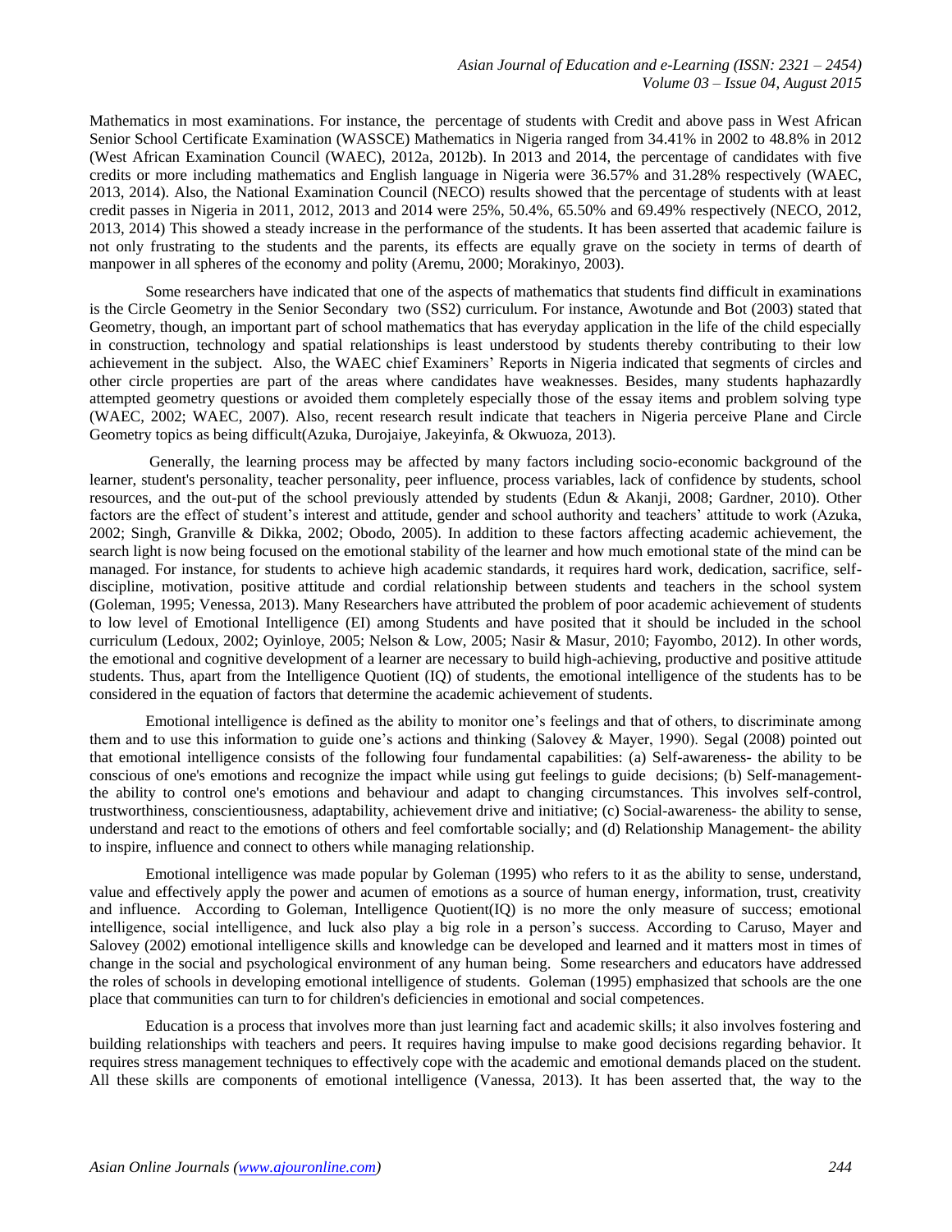Mathematics in most examinations. For instance, the percentage of students with Credit and above pass in West African Senior School Certificate Examination (WASSCE) Mathematics in Nigeria ranged from 34.41% in 2002 to 48.8% in 2012 (West African Examination Council (WAEC), 2012a, 2012b). In 2013 and 2014, the percentage of candidates with five credits or more including mathematics and English language in Nigeria were 36.57% and 31.28% respectively (WAEC, 2013, 2014). Also, the National Examination Council (NECO) results showed that the percentage of students with at least credit passes in Nigeria in 2011, 2012, 2013 and 2014 were 25%, 50.4%, 65.50% and 69.49% respectively (NECO, 2012, 2013, 2014) This showed a steady increase in the performance of the students. It has been asserted that academic failure is not only frustrating to the students and the parents, its effects are equally grave on the society in terms of dearth of manpower in all spheres of the economy and polity (Aremu, 2000; Morakinyo, 2003).

Some researchers have indicated that one of the aspects of mathematics that students find difficult in examinations is the Circle Geometry in the Senior Secondary two (SS2) curriculum. For instance, Awotunde and Bot (2003) stated that Geometry, though, an important part of school mathematics that has everyday application in the life of the child especially in construction, technology and spatial relationships is least understood by students thereby contributing to their low achievement in the subject. Also, the WAEC chief Examiners' Reports in Nigeria indicated that segments of circles and other circle properties are part of the areas where candidates have weaknesses. Besides, many students haphazardly attempted geometry questions or avoided them completely especially those of the essay items and problem solving type (WAEC, 2002; WAEC, 2007). Also, recent research result indicate that teachers in Nigeria perceive Plane and Circle Geometry topics as being difficult(Azuka, Durojaiye, Jakeyinfa, & Okwuoza, 2013).

Generally, the learning process may be affected by many factors including socio-economic background of the learner, student's personality, teacher personality, peer influence, process variables, lack of confidence by students, school resources, and the out-put of the school previously attended by students (Edun & Akanji, 2008; Gardner, 2010). Other factors are the effect of student's interest and attitude, gender and school authority and teachers' attitude to work (Azuka, 2002; Singh, Granville & Dikka, 2002; Obodo, 2005). In addition to these factors affecting academic achievement, the search light is now being focused on the emotional stability of the learner and how much emotional state of the mind can be managed. For instance, for students to achieve high academic standards, it requires hard work, dedication, sacrifice, self-discipline, motivation, positive attitude and cordial relationship between students and teachers in the school system (Goleman, 1995; Venessa, 2013). Many Researchers have attributed the problem of poor academic achievement of students to low level of Emotional Intelligence (EI) among Students and have posited that it should be included in the school curriculum (Ledoux, 2002; Oyinloye, 2005; Nelson & Low, 2005; Nasir & Masur, 2010; Fayombo, 2012). In other words, the emotional and cognitive development of a learner are necessary to build high-achieving, productive and positive attitude students. Thus, apart from the Intelligence Quotient (IQ) of students, the emotional intelligence of the students has to be considered in the equation of factors that determine the academic achievement of students.

Emotional intelligence is defined as the ability to monitor one's feelings and that of others, to discriminate among them and to use this information to guide one's actions and thinking (Salovey & Mayer, 1990). Segal (2008) pointed out that emotional intelligence consists of the following four fundamental capabilities: (a) Self-awareness- the ability to be conscious of one's emotions and recognize the impact while using gut feelings to guide decisions; (b) Self-management- the ability to control one's emotions and behaviour and adapt to changing circumstances. This involves self-control, trustworthiness, conscientiousness, adaptability, achievement drive and initiative; (c) Social-awareness- the ability to sense, understand and react to the emotions of others and feel comfortable socially; and (d) Relationship Management- the ability to inspire, influence and connect to others while managing relationship.

Emotional intelligence was made popular by Goleman (1995) who refers to it as the ability to sense, understand, value and effectively apply the power and acumen of emotions as a source of human energy, information, trust, creativity and influence. According to Goleman, Intelligence Quotient(IQ) is no more the only measure of success; emotional intelligence, social intelligence, and luck also play a big role in a person's success. According to Caruso, Mayer and Salovey (2002) emotional intelligence skills and knowledge can be developed and learned and it matters most in times of change in the social and psychological environment of any human being. Some researchers and educators have addressed the roles of schools in developing emotional intelligence of students. Goleman (1995) emphasized that schools are the one place that communities can turn to for children's deficiencies in emotional and social competences.

Education is a process that involves more than just learning fact and academic skills; it also involves fostering and building relationships with teachers and peers. It requires having impulse to make good decisions regarding behavior. It requires stress management techniques to effectively cope with the academic and emotional demands placed on the student. All these skills are components of emotional intelligence (Vanessa, 2013). It has been asserted that, the way to the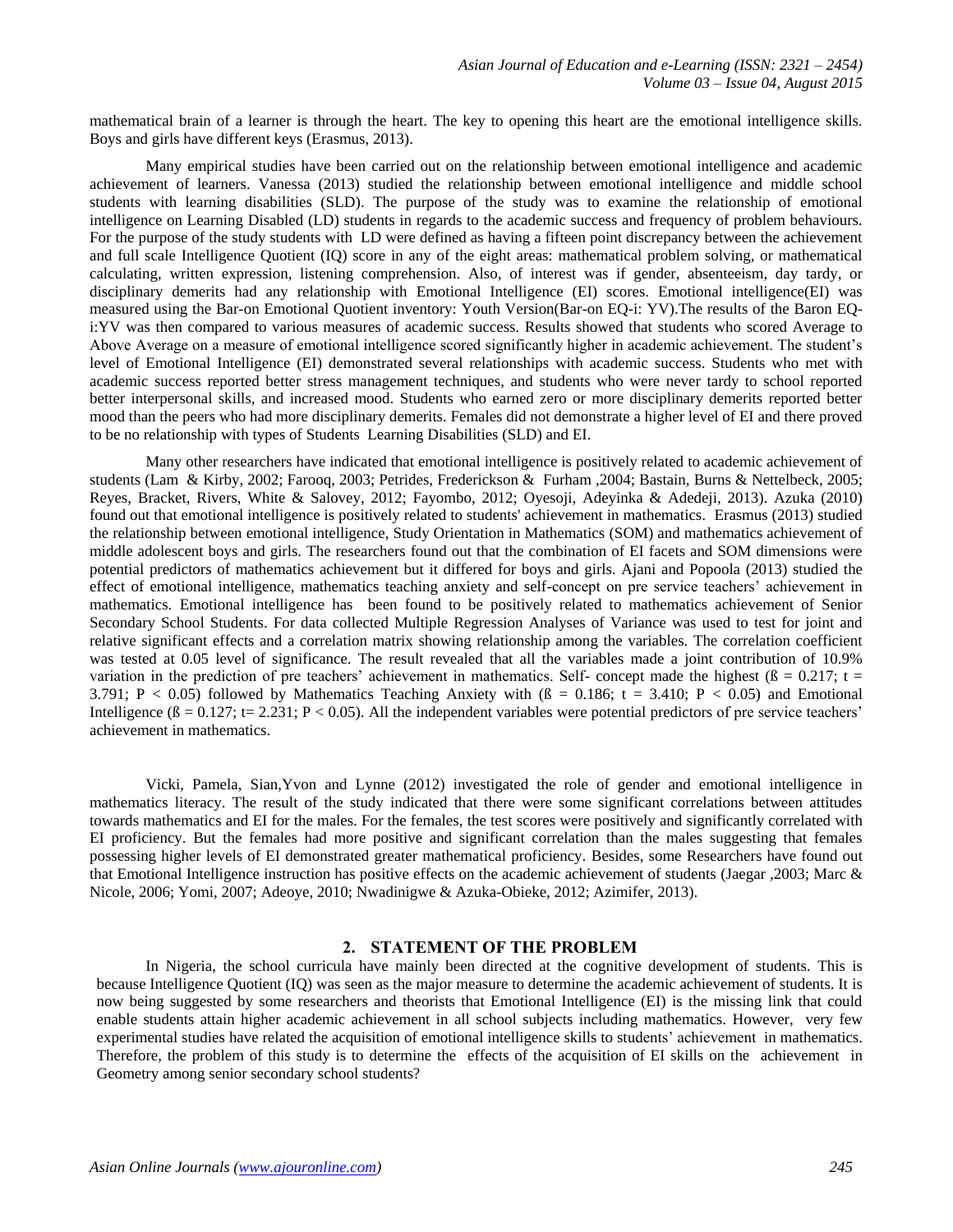mathematical brain of a learner is through the heart. The key to opening this heart are the emotional intelligence skills. Boys and girls have different keys (Erasmus, 2013).

Many empirical studies have been carried out on the relationship between emotional intelligence and academic achievement of learners. Vanessa (2013) studied the relationship between emotional intelligence and middle school students with learning disabilities (SLD). The purpose of the study was to examine the relationship of emotional intelligence on Learning Disabled (LD) students in regards to the academic success and frequency of problem behaviours. For the purpose of the study students with LD were defined as having a fifteen point discrepancy between the achievement and full scale Intelligence Quotient (IQ) score in any of the eight areas: mathematical problem solving, or mathematical calculating, written expression, listening comprehension. Also, of interest was if gender, absenteeism, day tardy, or disciplinary demerits had any relationship with Emotional Intelligence (EI) scores. Emotional intelligence(EI) was measured using the Bar-on Emotional Quotient inventory: Youth Version(Bar-on EQ-i: YV).The results of the Baron EQ-i:YV was then compared to various measures of academic success. Results showed that students who scored Average to Above Average on a measure of emotional intelligence scored significantly higher in academic achievement. The student's level of Emotional Intelligence (EI) demonstrated several relationships with academic success. Students who met with academic success reported better stress management techniques, and students who were never tardy to school reported better interpersonal skills, and increased mood. Students who earned zero or more disciplinary demerits reported better mood than the peers who had more disciplinary demerits. Females did not demonstrate a higher level of EI and there proved to be no relationship with types of Students Learning Disabilities (SLD) and EI.

Many other researchers have indicated that emotional intelligence is positively related to academic achievement of students (Lam & Kirby, 2002; Farooq, 2003; Petrides, Frederickson & Furham ,2004; Bastain, Burns & Nettelbeck, 2005; Reyes, Bracket, Rivers, White & Salovey, 2012; Fayombo, 2012; Oyesoji, Adeyinka & Adedeji, 2013). Azuka (2010) found out that emotional intelligence is positively related to students' achievement in mathematics. Erasmus (2013) studied the relationship between emotional intelligence, Study Orientation in Mathematics (SOM) and mathematics achievement of middle adolescent boys and girls. The researchers found out that the combination of EI facets and SOM dimensions were potential predictors of mathematics achievement but it differed for boys and girls. Ajani and Popoola (2013) studied the effect of emotional intelligence, mathematics teaching anxiety and self-concept on pre service teachers' achievement in mathematics. Emotional intelligence has been found to be positively related to mathematics achievement of Senior Secondary School Students. For data collected Multiple Regression Analyses of Variance was used to test for joint and relative significant effects and a correlation matrix showing relationship among the variables. The correlation coefficient was tested at 0.05 level of significance. The result revealed that all the variables made a joint contribution of 10.9% variation in the prediction of pre teachers' achievement in mathematics. Self- concept made the highest ($ß = 0.217$; $t = 3.791$; $P < 0.05$) followed by Mathematics Teaching Anxiety with ($ß = 0.186$; $t = 3.410$; $P < 0.05$) and Emotional Intelligence ($ß = 0.127$; $t= 2.231$; $P < 0.05$). All the independent variables were potential predictors of pre service teachers' achievement in mathematics.

Vicki, Pamela, Sian,Yvon and Lynne (2012) investigated the role of gender and emotional intelligence in mathematics literacy. The result of the study indicated that there were some significant correlations between attitudes towards mathematics and EI for the males. For the females, the test scores were positively and significantly correlated with EI proficiency. But the females had more positive and significant correlation than the males suggesting that females possessing higher levels of EI demonstrated greater mathematical proficiency. Besides, some Researchers have found out that Emotional Intelligence instruction has positive effects on the academic achievement of students (Jaegar ,2003; Marc & Nicole, 2006; Yomi, 2007; Adeoye, 2010; Nwadinigwe & Azuka-Obieke, 2012; Azimifer, 2013).

## 2. STATEMENT OF THE PROBLEM

In Nigeria, the school curricula have mainly been directed at the cognitive development of students. This is because Intelligence Quotient (IQ) was seen as the major measure to determine the academic achievement of students. It is now being suggested by some researchers and theorists that Emotional Intelligence (EI) is the missing link that could enable students attain higher academic achievement in all school subjects including mathematics. However, very few experimental studies have related the acquisition of emotional intelligence skills to students' achievement in mathematics. Therefore, the problem of this study is to determine the effects of the acquisition of EI skills on the achievement in Geometry among senior secondary school students?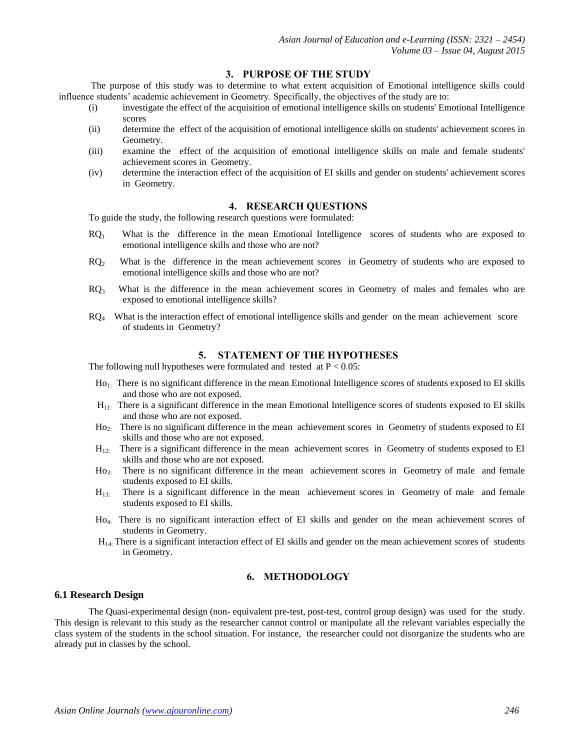## 3. PURPOSE OF THE STUDY

The purpose of this study was to determine to what extent acquisition of Emotional intelligence skills could influence students' academic achievement in Geometry. Specifically, the objectives of the study are to:

(i) investigate the effect of the acquisition of emotional intelligence skills on students' Emotional Intelligence scores

(ii) determine the effect of the acquisition of emotional intelligence skills on students' achievement scores in Geometry.

(iii) examine the effect of the acquisition of emotional intelligence skills on male and female students' achievement scores in Geometry.

(iv) determine the interaction effect of the acquisition of EI skills and gender on students' achievement scores in Geometry.

## 4. RESEARCH QUESTIONS

To guide the study, the following research questions were formulated:

$RQ_1$ What is the difference in the mean Emotional Intelligence scores of students who are exposed to emotional intelligence skills and those who are not?

$RQ_2$ What is the difference in the mean achievement scores in Geometry of students who are exposed to emotional intelligence skills and those who are not?

$RQ_3$ What is the difference in the mean achievement scores in Geometry of males and females who are exposed to emotional intelligence skills?

$RQ_4$ What is the interaction effect of emotional intelligence skills and gender on the mean achievement score of students in Geometry?

## 5. STATEMENT OF THE HYPOTHESES

The following null hypotheses were formulated and tested at $P < 0.05$:

$Ho_1$: There is no significant difference in the mean Emotional Intelligence scores of students exposed to EI skills and those who are not exposed.

$H_{11}$: There is a significant difference in the mean Emotional Intelligence scores of students exposed to EI skills and those who are not exposed.

$Ho_2$: There is no significant difference in the mean achievement scores in Geometry of students exposed to EI skills and those who are not exposed.

$H_{12}$: There is a significant difference in the mean achievement scores in Geometry of students exposed to EI skills and those who are not exposed.

$Ho_3$: There is no significant difference in the mean achievement scores in Geometry of male and female students exposed to EI skills.

$H_{13}$: There is a significant difference in the mean achievement scores in Geometry of male and female students exposed to EI skills.

$Ho_4$: There is no significant interaction effect of EI skills and gender on the mean achievement scores of students in Geometry.

$H_{14}$: There is a significant interaction effect of EI skills and gender on the mean achievement scores of students in Geometry.

## 6. METHODOLOGY

### 6.1 Research Design

The Quasi-experimental design (non- equivalent pre-test, post-test, control group design) was used for the study. This design is relevant to this study as the researcher cannot control or manipulate all the relevant variables especially the class system of the students in the school situation. For instance, the researcher could not disorganize the students who are already put in classes by the school.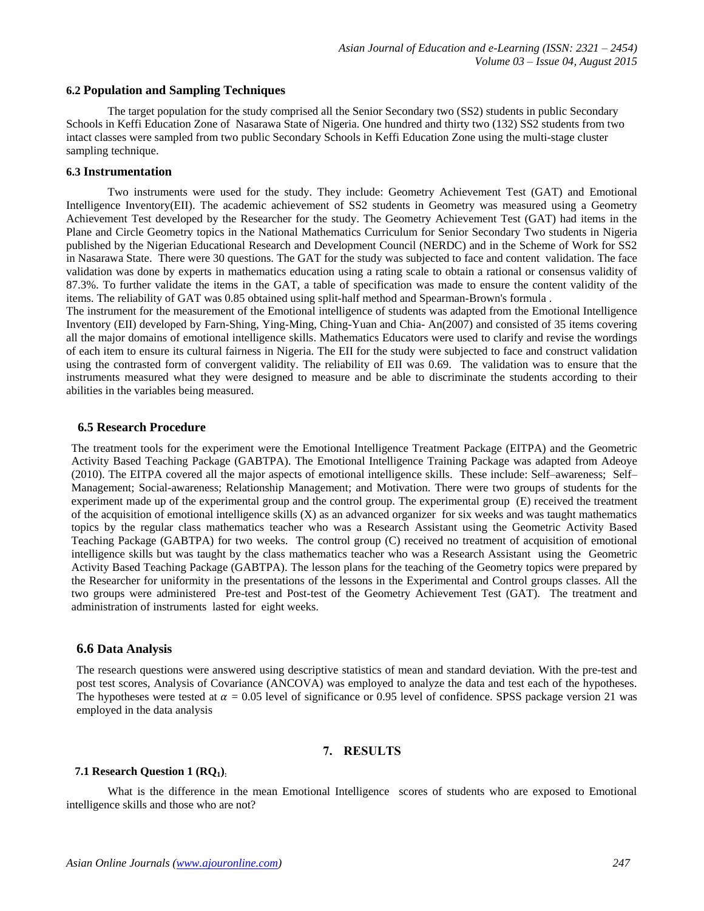### 6.2 Population and Sampling Techniques

The target population for the study comprised all the Senior Secondary two (SS2) students in public Secondary Schools in Keffi Education Zone of Nasarawa State of Nigeria. One hundred and thirty two (132) SS2 students from two intact classes were sampled from two public Secondary Schools in Keffi Education Zone using the multi-stage cluster sampling technique.

### 6.3 Instrumentation

Two instruments were used for the study. They include: Geometry Achievement Test (GAT) and Emotional Intelligence Inventory(EII). The academic achievement of SS2 students in Geometry was measured using a Geometry Achievement Test developed by the Researcher for the study. The Geometry Achievement Test (GAT) had items in the Plane and Circle Geometry topics in the National Mathematics Curriculum for Senior Secondary Two students in Nigeria published by the Nigerian Educational Research and Development Council (NERDC) and in the Scheme of Work for SS2 in Nasarawa State. There were 30 questions. The GAT for the study was subjected to face and content validation. The face validation was done by experts in mathematics education using a rating scale to obtain a rational or consensus validity of 87.3%. To further validate the items in the GAT, a table of specification was made to ensure the content validity of the items. The reliability of GAT was 0.85 obtained using split-half method and Spearman-Brown's formula .

The instrument for the measurement of the Emotional intelligence of students was adapted from the Emotional Intelligence Inventory (EII) developed by Farn-Shing, Ying-Ming, Ching-Yuan and Chia- An(2007) and consisted of 35 items covering all the major domains of emotional intelligence skills. Mathematics Educators were used to clarify and revise the wordings of each item to ensure its cultural fairness in Nigeria. The EII for the study were subjected to face and construct validation using the contrasted form of convergent validity. The reliability of EII was 0.69. The validation was to ensure that the instruments measured what they were designed to measure and be able to discriminate the students according to their abilities in the variables being measured.

### 6.5 Research Procedure

The treatment tools for the experiment were the Emotional Intelligence Treatment Package (EITPA) and the Geometric Activity Based Teaching Package (GABTPA). The Emotional Intelligence Training Package was adapted from Adeoye (2010). The EITPA covered all the major aspects of emotional intelligence skills. These include: Self–awareness; Self–Management; Social-awareness; Relationship Management; and Motivation. There were two groups of students for the experiment made up of the experimental group and the control group. The experimental group (E) received the treatment of the acquisition of emotional intelligence skills (X) as an advanced organizer for six weeks and was taught mathematics topics by the regular class mathematics teacher who was a Research Assistant using the Geometric Activity Based Teaching Package (GABTPA) for two weeks. The control group (C) received no treatment of acquisition of emotional intelligence skills but was taught by the class mathematics teacher who was a Research Assistant using the Geometric Activity Based Teaching Package (GABTPA). The lesson plans for the teaching of the Geometry topics were prepared by the Researcher for uniformity in the presentations of the lessons in the Experimental and Control groups classes. All the two groups were administered Pre-test and Post-test of the Geometry Achievement Test (GAT). The treatment and administration of instruments lasted for eight weeks.

### 6.6 Data Analysis

The research questions were answered using descriptive statistics of mean and standard deviation. With the pre-test and post test scores, Analysis of Covariance (ANCOVA) was employed to analyze the data and test each of the hypotheses. The hypotheses were tested at $\alpha = 0.05$ level of significance or 0.95 level of confidence. SPSS package version 21 was employed in the data analysis

## 7. RESULTS

### 7.1 Research Question 1 ($RQ_1$):

What is the difference in the mean Emotional Intelligence scores of students who are exposed to Emotional intelligence skills and those who are not?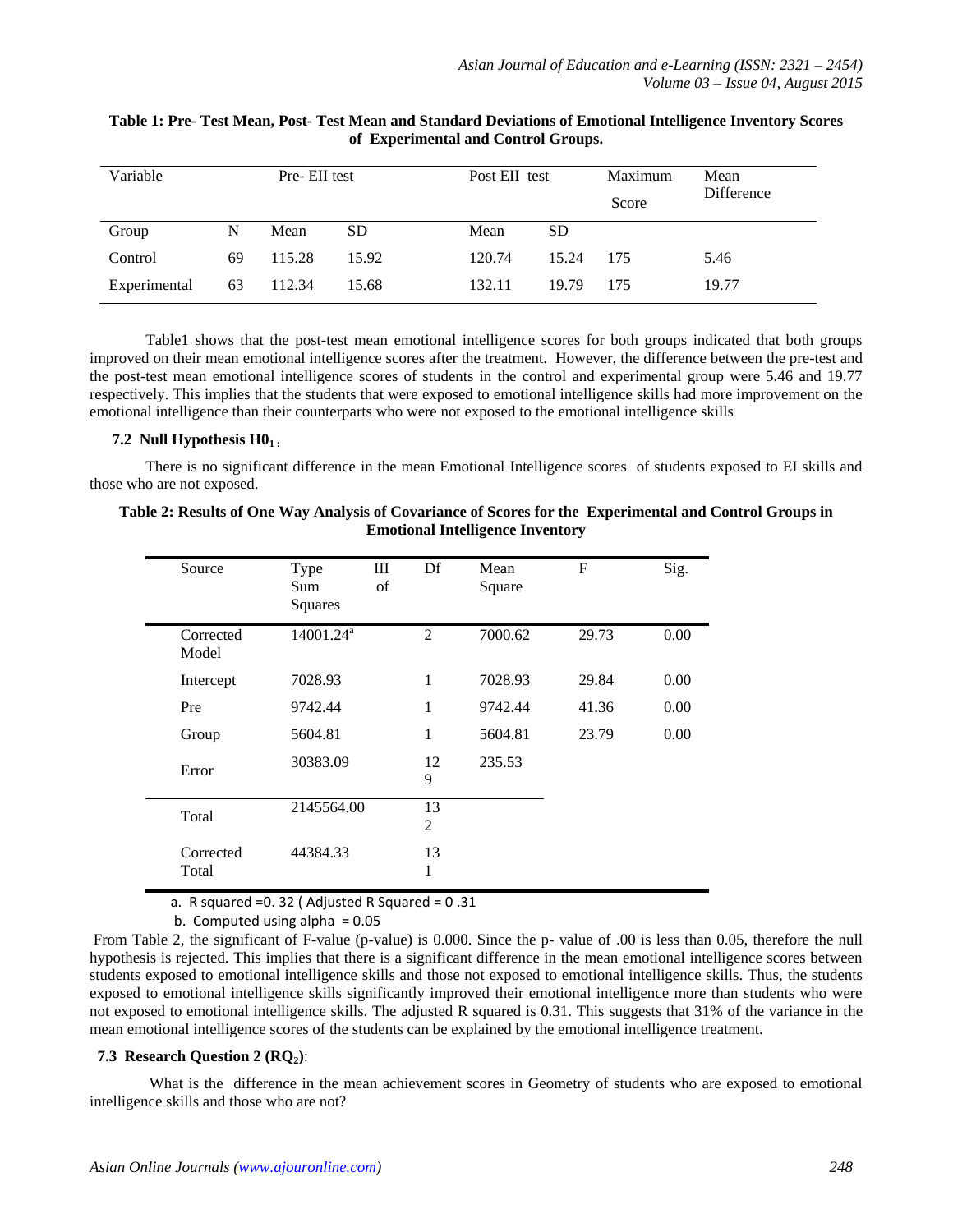**Table 1: Pre- Test Mean, Post- Test Mean and Standard Deviations of Emotional Intelligence Inventory Scores of Experimental and Control Groups.**

| Variable | | Pre- EII test | | Post EII test | | Maximum Score | Mean Difference |
|---|---|---|---|---|---|---|---|
| Group | N | Mean | SD | Mean | SD | | |
| Control | 69 | 115.28 | 15.92 | 120.74 | 15.24 | 175 | 5.46 |
| Experimental | 63 | 112.34 | 15.68 | 132.11 | 19.79 | 175 | 19.77 |

Table1 shows that the post-test mean emotional intelligence scores for both groups indicated that both groups improved on their mean emotional intelligence scores after the treatment. However, the difference between the pre-test and the post-test mean emotional intelligence scores of students in the control and experimental group were 5.46 and 19.77 respectively. This implies that the students that were exposed to emotional intelligence skills had more improvement on the emotional intelligence than their counterparts who were not exposed to the emotional intelligence skills

### 7.2 Null Hypothesis $H0_1$:

There is no significant difference in the mean Emotional Intelligence scores of students exposed to EI skills and those who are not exposed.

**Table 2: Results of One Way Analysis of Covariance of Scores for the Experimental and Control Groups in Emotional Intelligence Inventory**

| Source | Type III Sum of Squares | Df | Mean Square | F | Sig. |
|---|---|---|---|---|---|
| Corrected Model | 14001.24[a] | 2 | 7000.62 | 29.73 | 0.00 |
| Intercept | 7028.93 | 1 | 7028.93 | 29.84 | 0.00 |
| Pre | 9742.44 | 1 | 9742.44 | 41.36 | 0.00 |
| Group | 5604.81 | 1 | 5604.81 | 23.79 | 0.00 |
| Error | 30383.09 | 129 | 235.53 | | |
| Total | 2145564.00 | 132 | | | |
| Corrected Total | 44384.33 | 131 | | | |

a. R squared =0. 32 ( Adjusted R Squared = 0 .31

b. Computed using alpha = 0.05

From Table 2, the significant of F-value (p-value) is 0.000. Since the p- value of .00 is less than 0.05, therefore the null hypothesis is rejected. This implies that there is a significant difference in the mean emotional intelligence scores between students exposed to emotional intelligence skills and those not exposed to emotional intelligence skills. Thus, the students exposed to emotional intelligence skills significantly improved their emotional intelligence more than students who were not exposed to emotional intelligence skills. The adjusted R squared is 0.31. This suggests that 31% of the variance in the mean emotional intelligence scores of the students can be explained by the emotional intelligence treatment.

### 7.3 Research Question 2 ($RQ_2$):

What is the difference in the mean achievement scores in Geometry of students who are exposed to emotional intelligence skills and those who are not?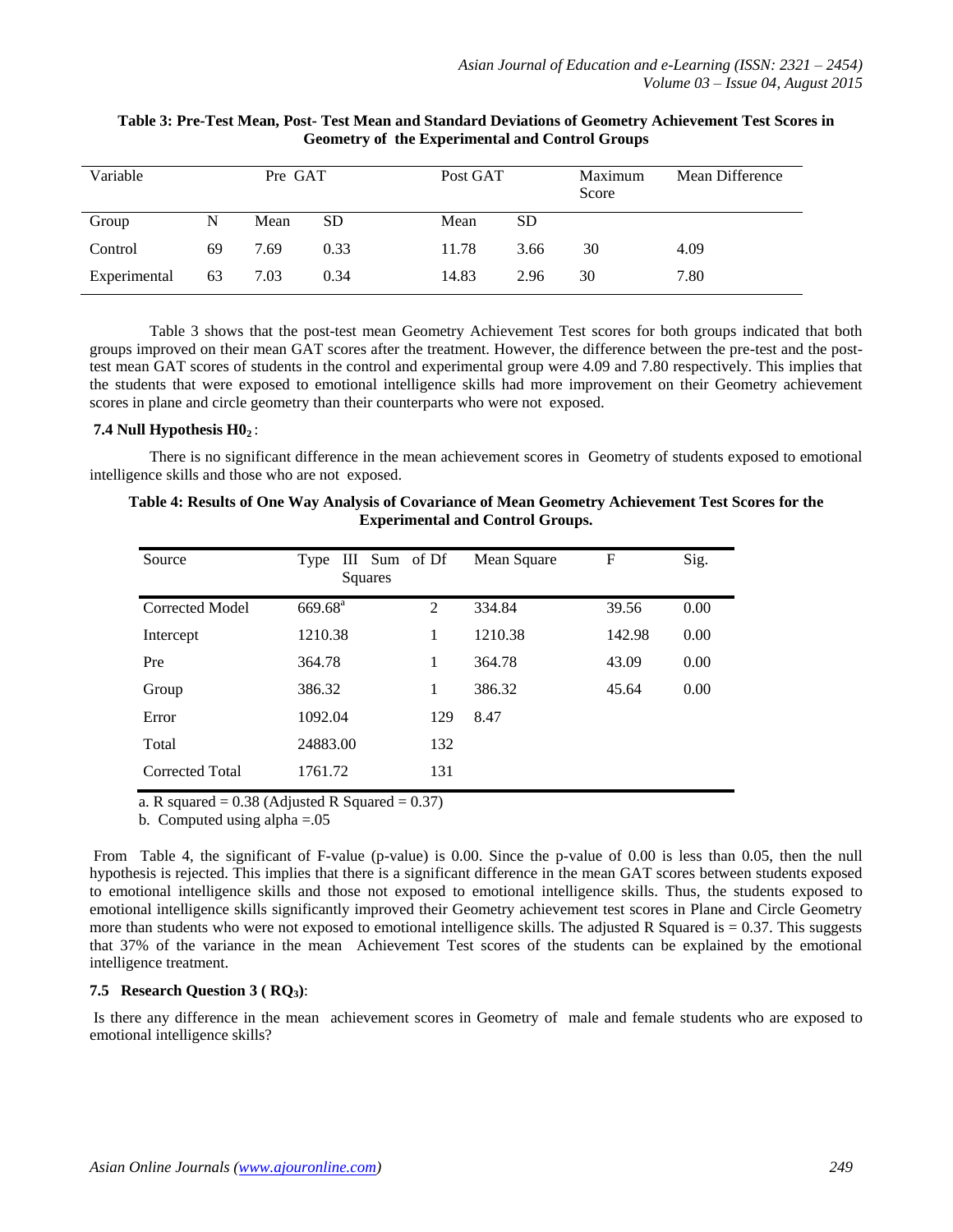**Table 3: Pre-Test Mean, Post- Test Mean and Standard Deviations of Geometry Achievement Test Scores in Geometry of the Experimental and Control Groups**

| Variable | Pre GAT | | | Post GAT | | Maximum Score | Mean Difference |
|---|---|---|---|---|---|---|---|
| Group | N | Mean | SD | Mean | SD | | |
| Control | 69 | 7.69 | 0.33 | 11.78 | 3.66 | 30 | 4.09 |
| Experimental | 63 | 7.03 | 0.34 | 14.83 | 2.96 | 30 | 7.80 |

Table 3 shows that the post-test mean Geometry Achievement Test scores for both groups indicated that both groups improved on their mean GAT scores after the treatment. However, the difference between the pre-test and the post-test mean GAT scores of students in the control and experimental group were 4.09 and 7.80 respectively. This implies that the students that were exposed to emotional intelligence skills had more improvement on their Geometry achievement scores in plane and circle geometry than their counterparts who were not exposed.

### 7.4 Null Hypothesis $H0_2$ :

There is no significant difference in the mean achievement scores in Geometry of students exposed to emotional intelligence skills and those who are not exposed.

**Table 4: Results of One Way Analysis of Covariance of Mean Geometry Achievement Test Scores for the Experimental and Control Groups.**

| Source | Type III Sum of Squares | Df | Mean Square | F | Sig. |
|---|---|---|---|---|---|
| Corrected Model | 669.68[a] | 2 | 334.84 | 39.56 | 0.00 |
| Intercept | 1210.38 | 1 | 1210.38 | 142.98 | 0.00 |
| Pre | 364.78 | 1 | 364.78 | 43.09 | 0.00 |
| Group | 386.32 | 1 | 386.32 | 45.64 | 0.00 |
| Error | 1092.04 | 129 | 8.47 | | |
| Total | 24883.00 | 132 | | | |
| Corrected Total | 1761.72 | 131 | | | |

a. R squared = 0.38 (Adjusted R Squared = 0.37)

b. Computed using alpha =.05

From Table 4, the significant of F-value (p-value) is 0.00. Since the p-value of 0.00 is less than 0.05, then the null hypothesis is rejected. This implies that there is a significant difference in the mean GAT scores between students exposed to emotional intelligence skills and those not exposed to emotional intelligence skills. Thus, the students exposed to emotional intelligence skills significantly improved their Geometry achievement test scores in Plane and Circle Geometry more than students who were not exposed to emotional intelligence skills. The adjusted R Squared is = 0.37. This suggests that 37% of the variance in the mean Achievement Test scores of the students can be explained by the emotional intelligence treatment.

### 7.5 Research Question 3 ( $RQ_3$):

Is there any difference in the mean achievement scores in Geometry of male and female students who are exposed to emotional intelligence skills?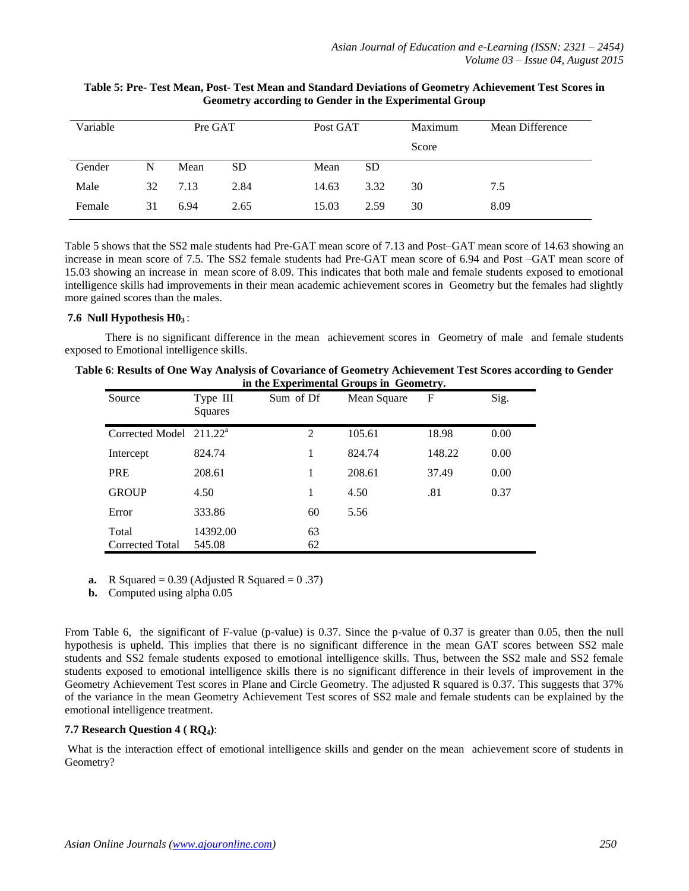**Table 5: Pre- Test Mean, Post- Test Mean and Standard Deviations of Geometry Achievement Test Scores in Geometry according to Gender in the Experimental Group**

| Variable | | Pre GAT | | Post GAT | | Maximum Score | Mean Difference |
|---|---|---|---|---|---|---|---|
| Gender | N | Mean | SD | Mean | SD | | |
| Male | 32 | 7.13 | 2.84 | 14.63 | 3.32 | 30 | 7.5 |
| Female | 31 | 6.94 | 2.65 | 15.03 | 2.59 | 30 | 8.09 |

Table 5 shows that the SS2 male students had Pre-GAT mean score of 7.13 and Post–GAT mean score of 14.63 showing an increase in mean score of 7.5. The SS2 female students had Pre-GAT mean score of 6.94 and Post –GAT mean score of 15.03 showing an increase in mean score of 8.09. This indicates that both male and female students exposed to emotional intelligence skills had improvements in their mean academic achievement scores in Geometry but the females had slightly more gained scores than the males.

### 7.6 Null Hypothesis $H0_3$ :

There is no significant difference in the mean achievement scores in Geometry of male and female students exposed to Emotional intelligence skills.

**Table 6**: **Results of One Way Analysis of Covariance of Geometry Achievement Test Scores according to Gender in the Experimental Groups in Geometry.**

| Source | Type III Squares | Sum of Df | Mean Square | F | Sig. |
|---|---|---|---|---|---|
| Corrected Model | 211.22[a] | 2 | 105.61 | 18.98 | 0.00 |
| Intercept | 824.74 | 1 | 824.74 | 148.22 | 0.00 |
| PRE | 208.61 | 1 | 208.61 | 37.49 | 0.00 |
| GROUP | 4.50 | 1 | 4.50 | .81 | 0.37 |
| Error | 333.86 | 60 | 5.56 | | |
| Total | 14392.00 | 63 | | | |
| Corrected Total | 545.08 | 62 | | | |

**a.** R Squared = 0.39 (Adjusted R Squared = 0 .37)

**b.** Computed using alpha 0.05

From Table 6, the significant of F-value (p-value) is 0.37. Since the p-value of 0.37 is greater than 0.05, then the null hypothesis is upheld. This implies that there is no significant difference in the mean GAT scores between SS2 male students and SS2 female students exposed to emotional intelligence skills. Thus, between the SS2 male and SS2 female students exposed to emotional intelligence skills there is no significant difference in their levels of improvement in the Geometry Achievement Test scores in Plane and Circle Geometry. The adjusted R squared is 0.37. This suggests that 37% of the variance in the mean Geometry Achievement Test scores of SS2 male and female students can be explained by the emotional intelligence treatment.

### 7.7 Research Question 4 ( $RQ_4$):

What is the interaction effect of emotional intelligence skills and gender on the mean achievement score of students in Geometry?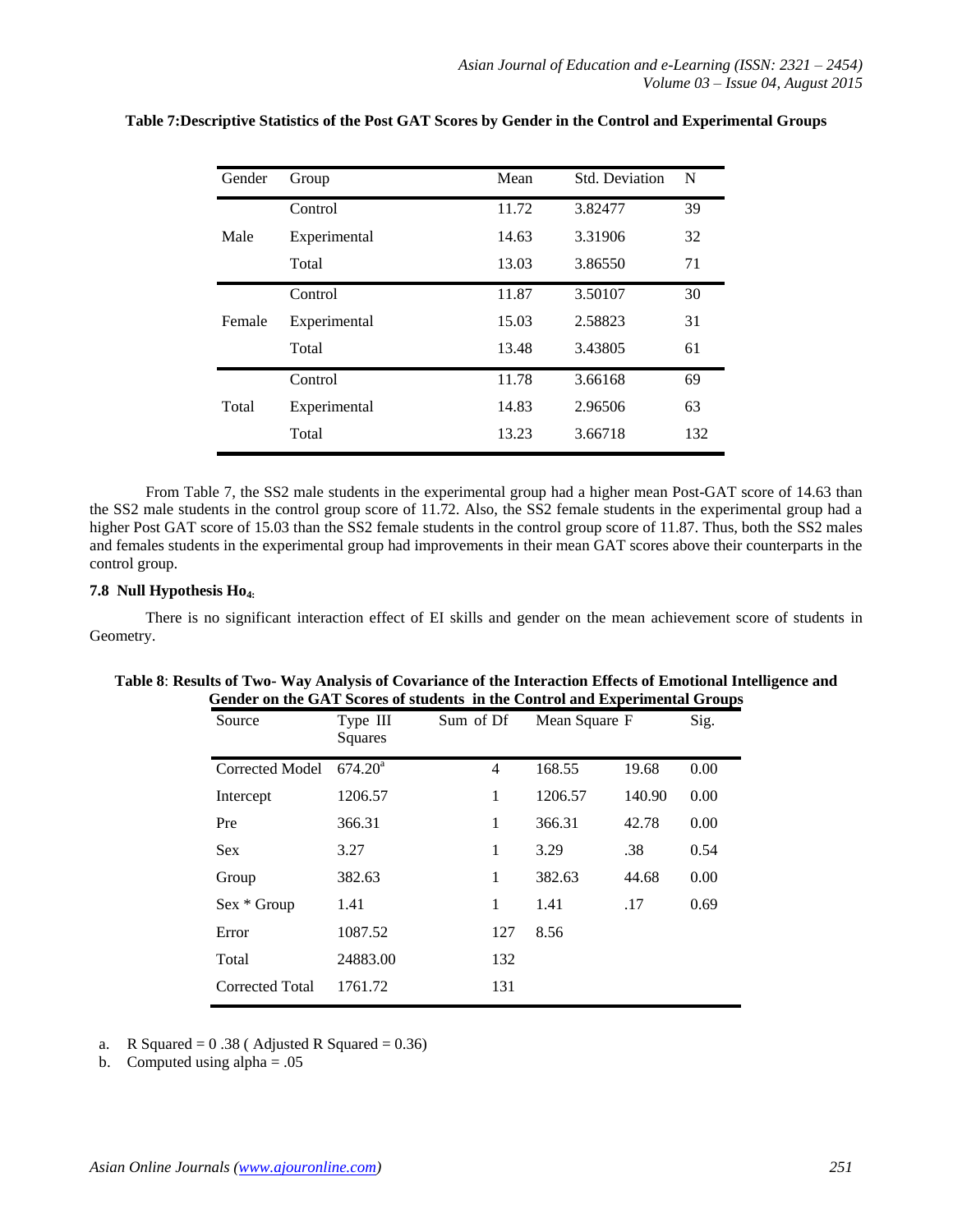**Table 7:Descriptive Statistics of the Post GAT Scores by Gender in the Control and Experimental Groups**

| Gender | Group | Mean | Std. Deviation | N |
|---|---|---|---|---|
| Male | Control | 11.72 | 3.82477 | 39 |
| | Experimental | 14.63 | 3.31906 | 32 |
| | Total | 13.03 | 3.86550 | 71 |
| Female | Control | 11.87 | 3.50107 | 30 |
| | Experimental | 15.03 | 2.58823 | 31 |
| | Total | 13.48 | 3.43805 | 61 |
| Total | Control | 11.78 | 3.66168 | 69 |
| | Experimental | 14.83 | 2.96506 | 63 |
| | Total | 13.23 | 3.66718 | 132 |

From Table 7, the SS2 male students in the experimental group had a higher mean Post-GAT score of 14.63 than the SS2 male students in the control group score of 11.72. Also, the SS2 female students in the experimental group had a higher Post GAT score of 15.03 than the SS2 female students in the control group score of 11.87. Thus, both the SS2 males and females students in the experimental group had improvements in their mean GAT scores above their counterparts in the control group.

### 7.8 Null Hypothesis $Ho_4$:

There is no significant interaction effect of EI skills and gender on the mean achievement score of students in Geometry.

**Table 8**: **Results of Two- Way Analysis of Covariance of the Interaction Effects of Emotional Intelligence and Gender on the GAT Scores of students in the Control and Experimental Groups**

| Source | Type III Sum of Squares | Df | Mean Square | F | Sig. |
|---|---|---|---|---|---|
| Corrected Model | 674.20[a] | 4 | 168.55 | 19.68 | 0.00 |
| Intercept | 1206.57 | 1 | 1206.57 | 140.90 | 0.00 |
| Pre | 366.31 | 1 | 366.31 | 42.78 | 0.00 |
| Sex | 3.27 | 1 | 3.29 | .38 | 0.54 |
| Group | 382.63 | 1 | 382.63 | 44.68 | 0.00 |
| Sex * Group | 1.41 | 1 | 1.41 | .17 | 0.69 |
| Error | 1087.52 | 127 | 8.56 | | |
| Total | 24883.00 | 132 | | | |
| Corrected Total | 1761.72 | 131 | | | |

a. R Squared = 0 .38 ( Adjusted R Squared = 0.36)

b. Computed using alpha = .05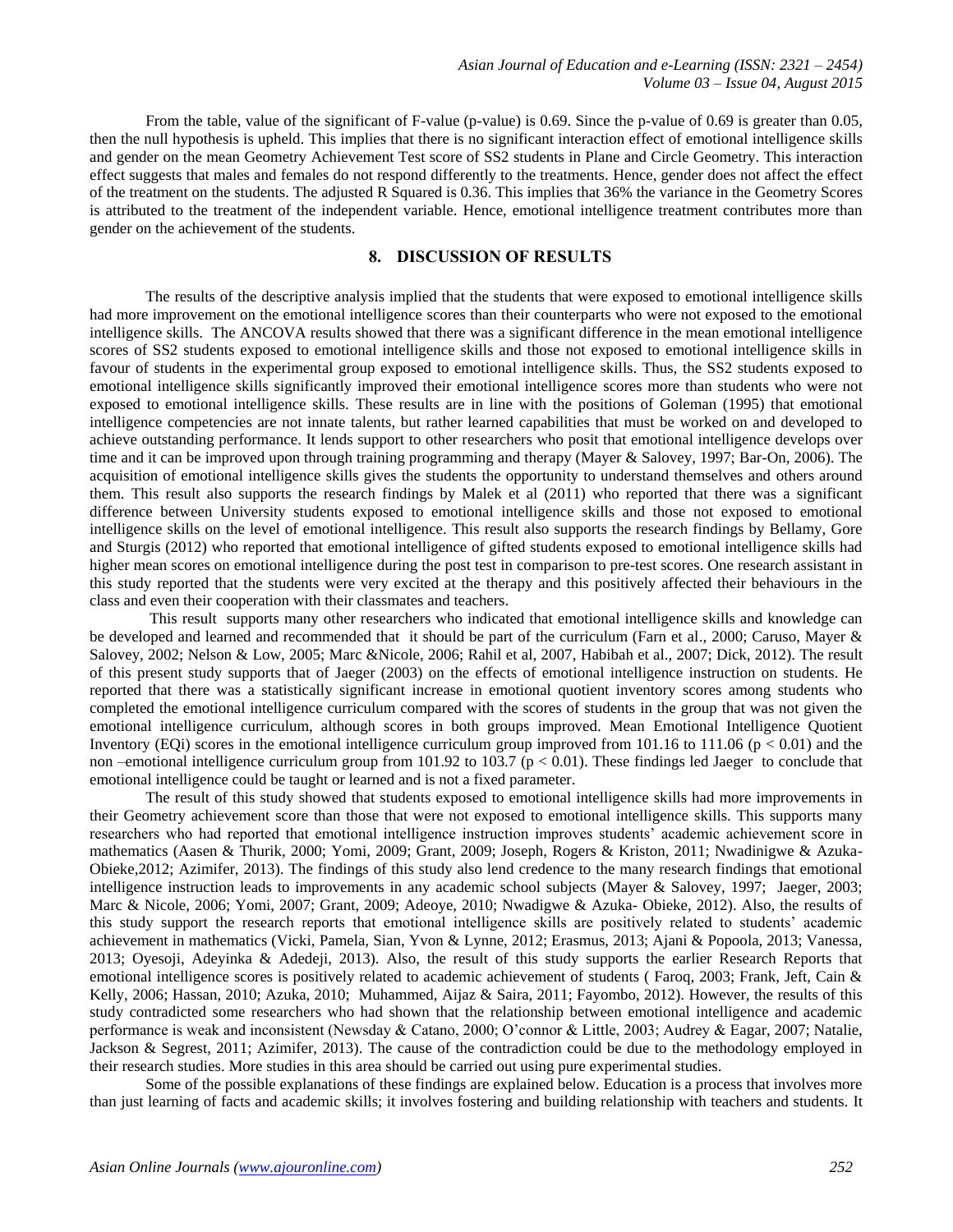From the table, value of the significant of F-value (p-value) is 0.69. Since the p-value of 0.69 is greater than 0.05, then the null hypothesis is upheld. This implies that there is no significant interaction effect of emotional intelligence skills and gender on the mean Geometry Achievement Test score of SS2 students in Plane and Circle Geometry. This interaction effect suggests that males and females do not respond differently to the treatments. Hence, gender does not affect the effect of the treatment on the students. The adjusted R Squared is 0.36. This implies that 36% the variance in the Geometry Scores is attributed to the treatment of the independent variable. Hence, emotional intelligence treatment contributes more than gender on the achievement of the students.

## 8. DISCUSSION OF RESULTS

The results of the descriptive analysis implied that the students that were exposed to emotional intelligence skills had more improvement on the emotional intelligence scores than their counterparts who were not exposed to the emotional intelligence skills. The ANCOVA results showed that there was a significant difference in the mean emotional intelligence scores of SS2 students exposed to emotional intelligence skills and those not exposed to emotional intelligence skills in favour of students in the experimental group exposed to emotional intelligence skills. Thus, the SS2 students exposed to emotional intelligence skills significantly improved their emotional intelligence scores more than students who were not exposed to emotional intelligence skills. These results are in line with the positions of Goleman (1995) that emotional intelligence competencies are not innate talents, but rather learned capabilities that must be worked on and developed to achieve outstanding performance. It lends support to other researchers who posit that emotional intelligence develops over time and it can be improved upon through training programming and therapy (Mayer & Salovey, 1997; Bar-On, 2006). The acquisition of emotional intelligence skills gives the students the opportunity to understand themselves and others around them. This result also supports the research findings by Malek et al (2011) who reported that there was a significant difference between University students exposed to emotional intelligence skills and those not exposed to emotional intelligence skills on the level of emotional intelligence. This result also supports the research findings by Bellamy, Gore and Sturgis (2012) who reported that emotional intelligence of gifted students exposed to emotional intelligence skills had higher mean scores on emotional intelligence during the post test in comparison to pre-test scores. One research assistant in this study reported that the students were very excited at the therapy and this positively affected their behaviours in the class and even their cooperation with their classmates and teachers.

This result supports many other researchers who indicated that emotional intelligence skills and knowledge can be developed and learned and recommended that it should be part of the curriculum (Farn et al., 2000; Caruso, Mayer & Salovey, 2002; Nelson & Low, 2005; Marc &Nicole, 2006; Rahil et al, 2007, Habibah et al., 2007; Dick, 2012). The result of this present study supports that of Jaeger (2003) on the effects of emotional intelligence instruction on students. He reported that there was a statistically significant increase in emotional quotient inventory scores among students who completed the emotional intelligence curriculum compared with the scores of students in the group that was not given the emotional intelligence curriculum, although scores in both groups improved. Mean Emotional Intelligence Quotient Inventory (EQi) scores in the emotional intelligence curriculum group improved from 101.16 to 111.06 ($p < 0.01$) and the non –emotional intelligence curriculum group from 101.92 to 103.7 ($p < 0.01$). These findings led Jaeger to conclude that emotional intelligence could be taught or learned and is not a fixed parameter.

The result of this study showed that students exposed to emotional intelligence skills had more improvements in their Geometry achievement score than those that were not exposed to emotional intelligence skills. This supports many researchers who had reported that emotional intelligence instruction improves students' academic achievement score in mathematics (Aasen & Thurik, 2000; Yomi, 2009; Grant, 2009; Joseph, Rogers & Kriston, 2011; Nwadinigwe & Azuka-Obieke,2012; Azimifer, 2013). The findings of this study also lend credence to the many research findings that emotional intelligence instruction leads to improvements in any academic school subjects (Mayer & Salovey, 1997; Jaeger, 2003; Marc & Nicole, 2006; Yomi, 2007; Grant, 2009; Adeoye, 2010; Nwadigwe & Azuka- Obieke, 2012). Also, the results of this study support the research reports that emotional intelligence skills are positively related to students' academic achievement in mathematics (Vicki, Pamela, Sian, Yvon & Lynne, 2012; Erasmus, 2013; Ajani & Popoola, 2013; Vanessa, 2013; Oyesoji, Adeyinka & Adedeji, 2013). Also, the result of this study supports the earlier Research Reports that emotional intelligence scores is positively related to academic achievement of students ( Faroq, 2003; Frank, Jeft, Cain & Kelly, 2006; Hassan, 2010; Azuka, 2010; Muhammed, Aijaz & Saira, 2011; Fayombo, 2012). However, the results of this study contradicted some researchers who had shown that the relationship between emotional intelligence and academic performance is weak and inconsistent (Newsday & Catano, 2000; O'connor & Little, 2003; Audrey & Eagar, 2007; Natalie, Jackson & Segrest, 2011; Azimifer, 2013). The cause of the contradiction could be due to the methodology employed in their research studies. More studies in this area should be carried out using pure experimental studies.

Some of the possible explanations of these findings are explained below. Education is a process that involves more than just learning of facts and academic skills; it involves fostering and building relationship with teachers and students. It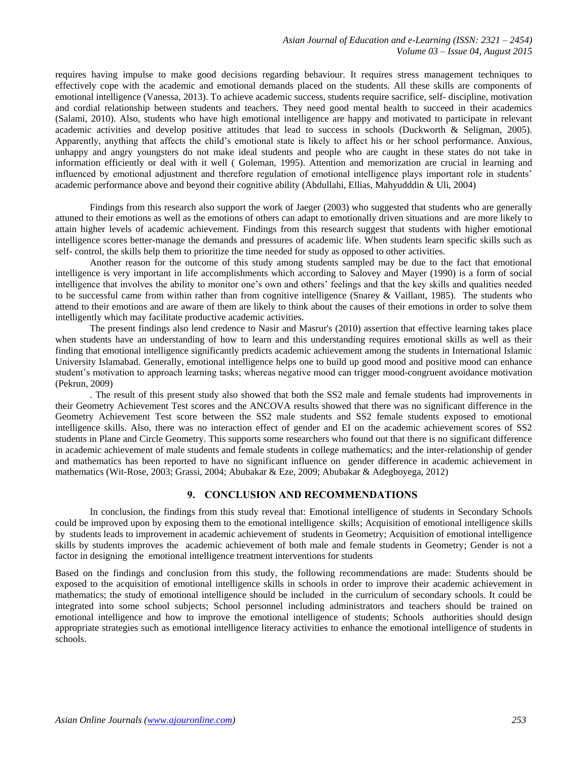requires having impulse to make good decisions regarding behaviour. It requires stress management techniques to effectively cope with the academic and emotional demands placed on the students. All these skills are components of emotional intelligence (Vanessa, 2013). To achieve academic success, students require sacrifice, self- discipline, motivation and cordial relationship between students and teachers. They need good mental health to succeed in their academics (Salami, 2010). Also, students who have high emotional intelligence are happy and motivated to participate in relevant academic activities and develop positive attitudes that lead to success in schools (Duckworth & Seligman, 2005). Apparently, anything that affects the child's emotional state is likely to affect his or her school performance. Anxious, unhappy and angry youngsters do not make ideal students and people who are caught in these states do not take in information efficiently or deal with it well ( Goleman, 1995). Attention and memorization are crucial in learning and influenced by emotional adjustment and therefore regulation of emotional intelligence plays important role in students' academic performance above and beyond their cognitive ability (Abdullahi, Ellias, Mahyudddin & Uli, 2004)

Findings from this research also support the work of Jaeger (2003) who suggested that students who are generally attuned to their emotions as well as the emotions of others can adapt to emotionally driven situations and are more likely to attain higher levels of academic achievement. Findings from this research suggest that students with higher emotional intelligence scores better-manage the demands and pressures of academic life. When students learn specific skills such as self- control, the skills help them to prioritize the time needed for study as opposed to other activities.

Another reason for the outcome of this study among students sampled may be due to the fact that emotional intelligence is very important in life accomplishments which according to Salovey and Mayer (1990) is a form of social intelligence that involves the ability to monitor one's own and others' feelings and that the key skills and qualities needed to be successful came from within rather than from cognitive intelligence (Snarey & Vaillant, 1985). The students who attend to their emotions and are aware of them are likely to think about the causes of their emotions in order to solve them intelligently which may facilitate productive academic activities.

The present findings also lend credence to Nasir and Masrur's (2010) assertion that effective learning takes place when students have an understanding of how to learn and this understanding requires emotional skills as well as their finding that emotional intelligence significantly predicts academic achievement among the students in International Islamic University Islamabad. Generally, emotional intelligence helps one to build up good mood and positive mood can enhance student's motivation to approach learning tasks; whereas negative mood can trigger mood-congruent avoidance motivation (Pekrun, 2009)

. The result of this present study also showed that both the SS2 male and female students had improvements in their Geometry Achievement Test scores and the ANCOVA results showed that there was no significant difference in the Geometry Achievement Test score between the SS2 male students and SS2 female students exposed to emotional intelligence skills. Also, there was no interaction effect of gender and EI on the academic achievement scores of SS2 students in Plane and Circle Geometry. This supports some researchers who found out that there is no significant difference in academic achievement of male students and female students in college mathematics; and the inter-relationship of gender and mathematics has been reported to have no significant influence on gender difference in academic achievement in mathematics (Wit-Rose, 2003; Grassi, 2004; Abubakar & Eze, 2009; Abubakar & Adegboyega, 2012)

## 9. CONCLUSION AND RECOMMENDATIONS

In conclusion, the findings from this study reveal that: Emotional intelligence of students in Secondary Schools could be improved upon by exposing them to the emotional intelligence skills; Acquisition of emotional intelligence skills by students leads to improvement in academic achievement of students in Geometry; Acquisition of emotional intelligence skills by students improves the academic achievement of both male and female students in Geometry; Gender is not a factor in designing the emotional intelligence treatment interventions for students

Based on the findings and conclusion from this study, the following recommendations are made: Students should be exposed to the acquisition of emotional intelligence skills in schools in order to improve their academic achievement in mathematics; the study of emotional intelligence should be included in the curriculum of secondary schools. It could be integrated into some school subjects; School personnel including administrators and teachers should be trained on emotional intelligence and how to improve the emotional intelligence of students; Schools authorities should design appropriate strategies such as emotional intelligence literacy activities to enhance the emotional intelligence of students in schools.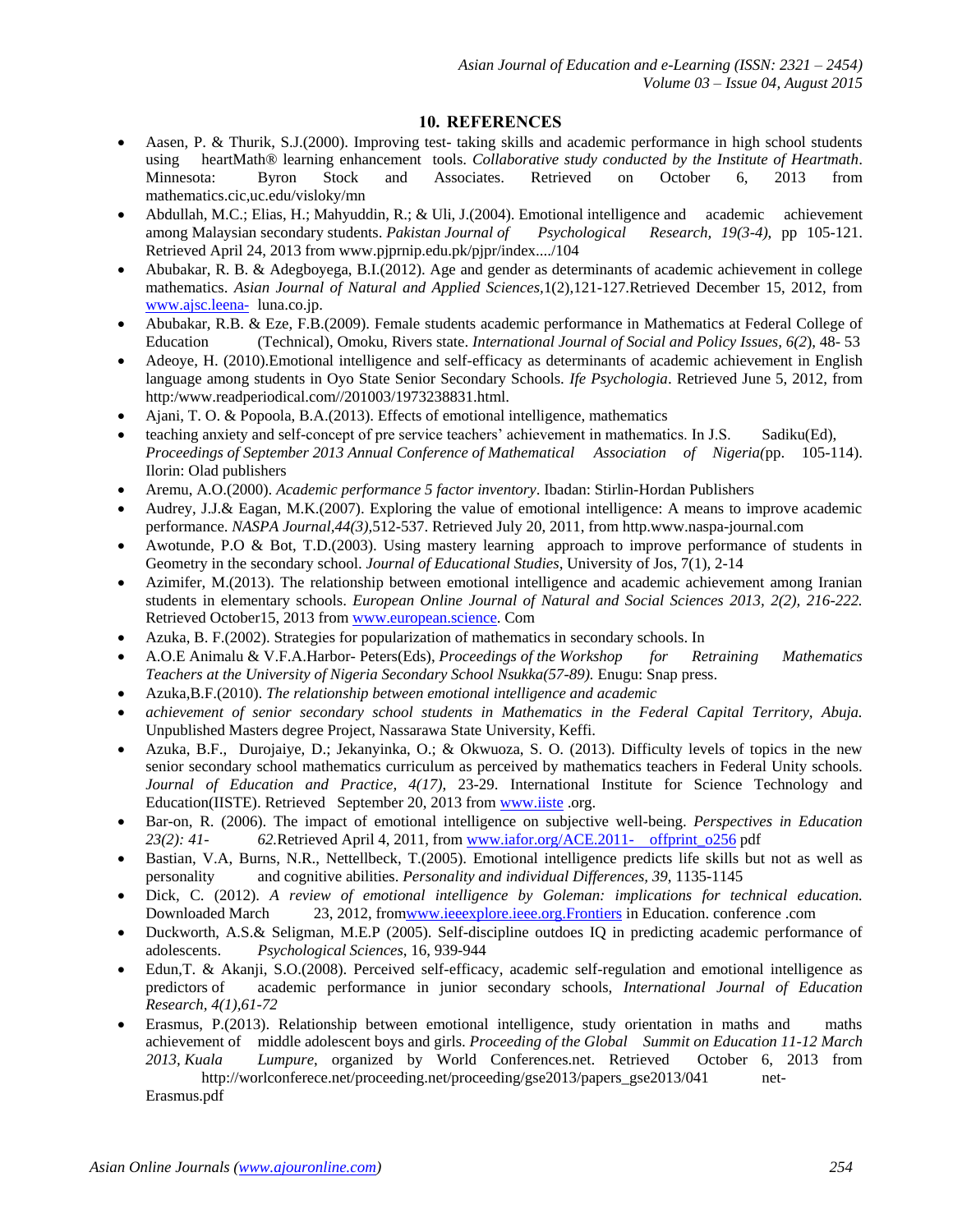## 10. REFERENCES

- Aasen, P. & Thurik, S.J.(2000). Improving test- taking skills and academic performance in high school students using heartMath® learning enhancement tools. *Collaborative study conducted by the Institute of Heartmath*. Minnesota: Byron Stock and Associates. Retrieved on October 6, 2013 from mathematics.cic,uc.edu/visloky/mn
- Abdullah, M.C.; Elias, H.; Mahyuddin, R.; & Uli, J.(2004). Emotional intelligence and academic achievement among Malaysian secondary students. *Pakistan Journal of Psychological Research, 19(3-4)*, pp 105-121. Retrieved April 24, 2013 from www.pjprnip.edu.pk/pjpr/index..../104
- Abubakar, R. B. & Adegboyega, B.I.(2012). Age and gender as determinants of academic achievement in college mathematics. *Asian Journal of Natural and Applied Sciences*,1(2),121-127.Retrieved December 15, 2012, from www.ajsc.leena- luna.co.jp.
- Abubakar, R.B. & Eze, F.B.(2009). Female students academic performance in Mathematics at Federal College of Education (Technical), Omoku, Rivers state. *International Journal of Social and Policy Issues, 6(2*), 48- 53
- Adeoye, H. (2010).Emotional intelligence and self-efficacy as determinants of academic achievement in English language among students in Oyo State Senior Secondary Schools. *Ife Psychologia*. Retrieved June 5, 2012, from http:/www.readperiodical.com//201003/1973238831.html.
- Ajani, T. O. & Popoola, B.A.(2013). Effects of emotional intelligence, mathematics
- teaching anxiety and self-concept of pre service teachers' achievement in mathematics. In J.S. Sadiku(Ed), *Proceedings of September 2013 Annual Conference of Mathematical Association of Nigeria(*pp. 105-114). Ilorin: Olad publishers
- Aremu, A.O.(2000). *Academic performance 5 factor inventory*. Ibadan: Stirlin-Hordan Publishers
- Audrey, J.J.& Eagan, M.K.(2007). Exploring the value of emotional intelligence: A means to improve academic performance. *NASPA Journal,44(3)*,512-537. Retrieved July 20, 2011, from http.www.naspa-journal.com
- Awotunde, P.O & Bot, T.D.(2003). Using mastery learning approach to improve performance of students in Geometry in the secondary school. *Journal of Educational Studies*, University of Jos, 7(1), 2-14
- Azimifer, M.(2013). The relationship between emotional intelligence and academic achievement among Iranian students in elementary schools. *European Online Journal of Natural and Social Sciences 2013, 2(2), 216-222.* Retrieved October15, 2013 from www.european.science. Com
- Azuka, B. F.(2002). Strategies for popularization of mathematics in secondary schools. In
- A.O.E Animalu & V.F.A.Harbor- Peters(Eds), *Proceedings of the Workshop for Retraining Mathematics Teachers at the University of Nigeria Secondary School Nsukka(57-89).* Enugu: Snap press.
- Azuka,B.F.(2010). *The relationship between emotional intelligence and academic*
- *achievement of senior secondary school students in Mathematics in the Federal Capital Territory, Abuja.* Unpublished Masters degree Project, Nassarawa State University, Keffi.
- Azuka, B.F., Durojaiye, D.; Jekanyinka, O.; & Okwuoza, S. O. (2013). Difficulty levels of topics in the new senior secondary school mathematics curriculum as perceived by mathematics teachers in Federal Unity schools. *Journal of Education and Practice, 4(17)*, 23-29. International Institute for Science Technology and Education(IISTE). Retrieved September 20, 2013 from www.iiste .org.
- Bar-on, R. (2006). The impact of emotional intelligence on subjective well-being. *Perspectives in Education 23(2): 41- 62.*Retrieved April 4, 2011, from www.iafor.org/ACE.2011- offprint_o256 pdf
- Bastian, V.A, Burns, N.R., Nettellbeck, T.(2005). Emotional intelligence predicts life skills but not as well as personality and cognitive abilities. *Personality and individual Differences, 39*, 1135-1145
- Dick, C. (2012). *A review of emotional intelligence by Goleman: implications for technical education.* Downloaded March 23, 2012, fromwww.ieeexplore.ieee.org.Frontiers in Education. conference .com
- Duckworth, A.S.& Seligman, M.E.P (2005). Self-discipline outdoes IQ in predicting academic performance of adolescents. *Psychological Sciences*, 16, 939-944
- Edun,T. & Akanji, S.O.(2008). Perceived self-efficacy, academic self-regulation and emotional intelligence as predictors of academic performance in junior secondary schools, *International Journal of Education Research, 4(1),61-72*
- Erasmus, P.(2013). Relationship between emotional intelligence, study orientation in maths and maths achievement of middle adolescent boys and girls. *Proceeding of the Global Summit on Education 11-12 March 2013, Kuala Lumpure*, organized by World Conferences.net. Retrieved October 6, 2013 from http://worlconferece.net/proceeding.net/proceeding/gse2013/papers_gse2013/041 net-Erasmus.pdf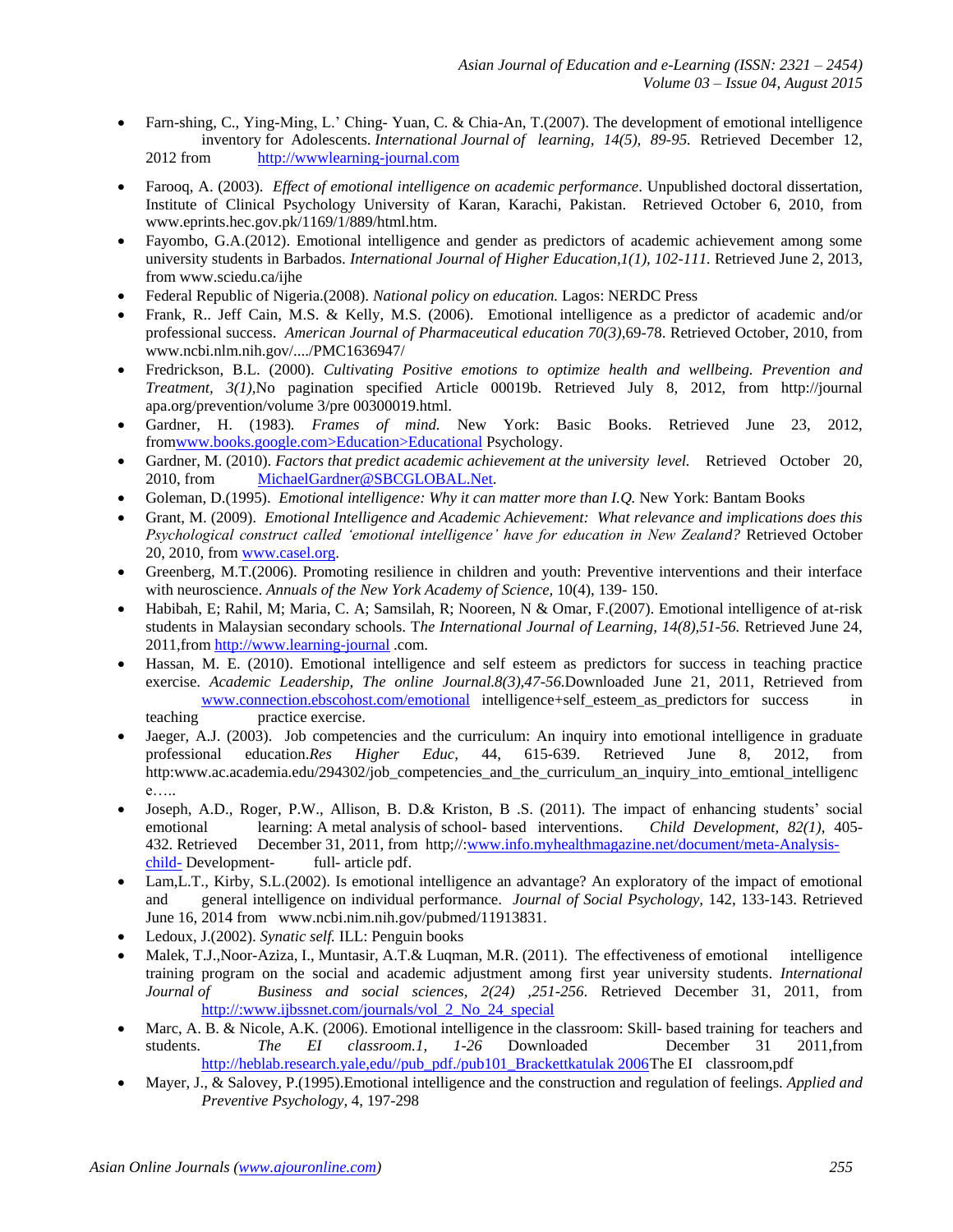- Farn-shing, C., Ying-Ming, L.' Ching- Yuan, C. & Chia-An, T.(2007). The development of emotional intelligence inventory for Adolescents. *International Journal of learning, 14(5), 89-95.* Retrieved December 12, 2012 from http://wwwlearning-journal.com
- Farooq, A. (2003). *Effect of emotional intelligence on academic performance*. Unpublished doctoral dissertation, Institute of Clinical Psychology University of Karan, Karachi, Pakistan. Retrieved October 6, 2010, from www.eprints.hec.gov.pk/1169/1/889/html.htm.
- Fayombo, G.A.(2012). Emotional intelligence and gender as predictors of academic achievement among some university students in Barbados. *International Journal of Higher Education,1(1), 102-111.* Retrieved June 2, 2013, from www.sciedu.ca/ijhe
- Federal Republic of Nigeria.(2008). *National policy on education.* Lagos: NERDC Press
- Frank, R.. Jeff Cain, M.S. & Kelly, M.S. (2006). Emotional intelligence as a predictor of academic and/or professional success. *American Journal of Pharmaceutical education 70(3)*,69-78. Retrieved October, 2010, from www.ncbi.nlm.nih.gov/..../PMC1636947/
- Fredrickson, B.L. (2000). *Cultivating Positive emotions to optimize health and wellbeing. Prevention and Treatment, 3(1),*No pagination specified Article 00019b. Retrieved July 8, 2012, from http://journal apa.org/prevention/volume 3/pre 00300019.html.
- Gardner, H. (1983)*. Frames of mind.* New York: Basic Books. Retrieved June 23, 2012, fromwww.books.google.com>Education>Educational Psychology.
- Gardner, M. (2010). *Factors that predict academic achievement at the university level.* Retrieved October 20, 2010, from MichaelGardner@SBCGLOBAL.Net.
- Goleman, D.(1995). *Emotional intelligence: Why it can matter more than I.Q.* New York: Bantam Books
- Grant, M. (2009). *Emotional Intelligence and Academic Achievement: What relevance and implications does this Psychological construct called 'emotional intelligence' have for education in New Zealand?* Retrieved October 20, 2010, from www.casel.org.
- Greenberg, M.T.(2006). Promoting resilience in children and youth: Preventive interventions and their interface with neuroscience. *Annuals of the New York Academy of Science,* 10(4), 139- 150.
- Habibah, E; Rahil, M; Maria, C. A; Samsilah, R; Nooreen, N & Omar, F.(2007). Emotional intelligence of at-risk students in Malaysian secondary schools. T*he International Journal of Learning, 14(8),51-56.* Retrieved June 24, 2011,from http://www.learning-journal .com.
- Hassan, M. E. (2010). Emotional intelligence and self esteem as predictors for success in teaching practice exercise. *Academic Leadership, The online Journal.8(3),47-56.*Downloaded June 21, 2011, Retrieved from www.connection.ebscohost.com/emotional intelligence+self_esteem_as_predictors for success in teaching practice exercise.
- Jaeger, A.J. (2003). Job competencies and the curriculum: An inquiry into emotional intelligence in graduate professional education.*Res Higher Educ*, 44, 615-639. Retrieved June 8, 2012, from http:www.ac.academia.edu/294302/job_competencies_and_the_curriculum_an_inquiry_into_emtional_intelligence…..
- Joseph, A.D., Roger, P.W., Allison, B. D.& Kriston, B .S. (2011). The impact of enhancing students' social emotional learning: A metal analysis of school- based interventions. *Child Development, 82(1),* 405-432. Retrieved December 31, 2011, from http;//:www.info.myhealthmagazine.net/document/meta-Analysis-child- Development- full- article pdf.
- Lam,L.T., Kirby, S.L.(2002). Is emotional intelligence an advantage? An exploratory of the impact of emotional and general intelligence on individual performance. *Journal of Social Psychology,* 142, 133-143. Retrieved June 16, 2014 from www.ncbi.nim.nih.gov/pubmed/11913831.
- Ledoux, J.(2002). *Synatic self.* ILL: Penguin books
- Malek, T.J.,Noor-Aziza, I., Muntasir, A.T.& Luqman, M.R. (2011). The effectiveness of emotional intelligence training program on the social and academic adjustment among first year university students. *International Journal of Business and social sciences, 2(24) ,251-256*. Retrieved December 31, 2011, from http://:www.ijbssnet.com/journals/vol_2_No_24_special
- Marc, A. B. & Nicole, A.K. (2006). Emotional intelligence in the classroom: Skill- based training for teachers and students. *The EI classroom.1, 1-26* Downloaded December 31 2011,from http://heblab.research.yale,edu//pub_pdf./pub101_Brackettkatulak 2006The EI classroom,pdf
- Mayer, J., & Salovey, P.(1995).Emotional intelligence and the construction and regulation of feelings. *Applied and Preventive Psychology,* 4, 197-298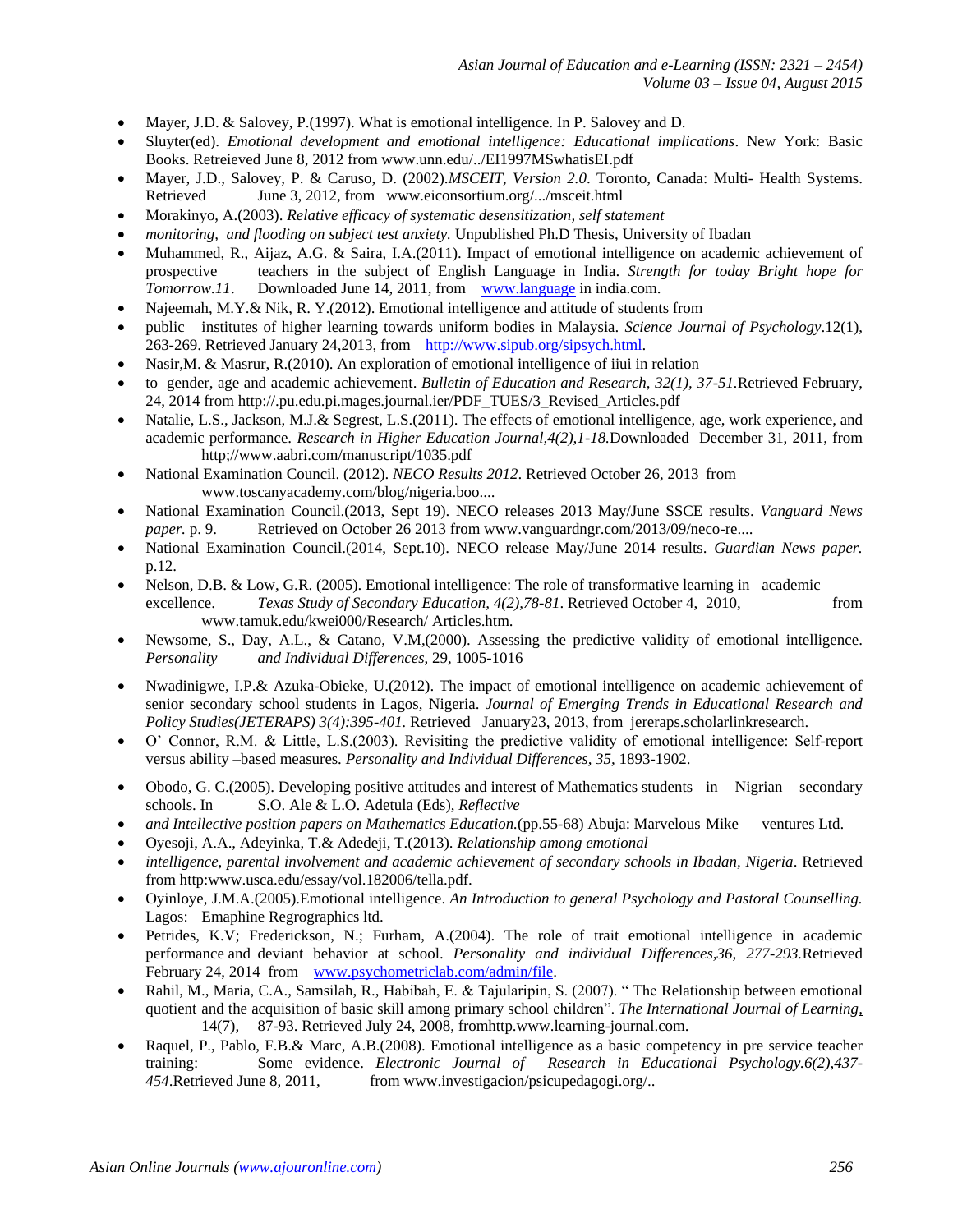- Mayer, J.D. & Salovey, P.(1997). What is emotional intelligence. In P. Salovey and D.
- Sluyter(ed). *Emotional development and emotional intelligence: Educational implications*. New York: Basic Books. Retreieved June 8, 2012 from www.unn.edu/../EI1997MSwhatisEI.pdf
- Mayer, J.D., Salovey, P. & Caruso, D. (2002).*MSCEIT, Version 2.0*. Toronto, Canada: Multi- Health Systems. Retrieved June 3, 2012, from www.eiconsortium.org/.../msceit.html
- Morakinyo, A.(2003). *Relative efficacy of systematic desensitization, self statement*
- *monitoring, and flooding on subject test anxiety.* Unpublished Ph.D Thesis, University of Ibadan
- Muhammed, R., Aijaz, A.G. & Saira, I.A.(2011). Impact of emotional intelligence on academic achievement of prospective teachers in the subject of English Language in India. *Strength for today Bright hope for Tomorrow.11*. Downloaded June 14, 2011, from www.language in india.com.
- Najeemah, M.Y.& Nik, R. Y.(2012). Emotional intelligence and attitude of students from
- public institutes of higher learning towards uniform bodies in Malaysia. *Science Journal of Psychology*.12(1), 263-269. Retrieved January 24,2013, from http://www.sipub.org/sipsych.html.
- Nasir,M. & Masrur, R.(2010). An exploration of emotional intelligence of iiui in relation
- to gender, age and academic achievement. *Bulletin of Education and Research, 32(1), 37-51.*Retrieved February, 24, 2014 from http://.pu.edu.pi.mages.journal.ier/PDF_TUES/3_Revised_Articles.pdf
- Natalie, L.S., Jackson, M.J.& Segrest, L.S(2011). The effects of emotional intelligence, age, work experience, and academic performance. *Research in Higher Education Journal,4(2),1-18.*Downloaded December 31, 2011, from http;//www.aabri.com/manuscript/1035.pdf
- National Examination Council. (2012). *NECO Results 2012*. Retrieved October 26, 2013 from www.toscanyacademy.com/blog/nigeria.boo....
- National Examination Council.(2013, Sept 19). NECO releases 2013 May/June SSCE results. *Vanguard News paper.* p. 9. Retrieved on October 26 2013 from www.vanguardngr.com/2013/09/neco-re....
- National Examination Council.(2014, Sept.10). NECO release May/June 2014 results. *Guardian News paper.* p.12.
- Nelson, D.B. & Low, G.R. (2005). Emotional intelligence: The role of transformative learning in academic excellence. *Texas Study of Secondary Education, 4(2),78-81*. Retrieved October 4, 2010, from www.tamuk.edu/kwei000/Research/ Articles.htm.
- Newsome, S., Day, A.L., & Catano, V.M,(2000). Assessing the predictive validity of emotional intelligence. *Personality and Individual Differences*, 29, 1005-1016
- Nwadinigwe, I.P.& Azuka-Obieke, U.(2012). The impact of emotional intelligence on academic achievement of senior secondary school students in Lagos, Nigeria. *Journal of Emerging Trends in Educational Research and Policy Studies(JETERAPS) 3(4):395-401.* Retrieved January23, 2013, from jereraps.scholarlinkresearch.
- O' Connor, R.M. & Little, L.S.(2003). Revisiting the predictive validity of emotional intelligence: Self-report versus ability –based measures. *Personality and Individual Differences, 35,* 1893-1902.
- Obodo, G. C.(2005). Developing positive attitudes and interest of Mathematics students in Nigrian secondary schools. In S.O. Ale & L.O. Adetula (Eds), *Reflective*
- *and Intellective position papers on Mathematics Education.*(pp.55-68) Abuja: Marvelous Mike ventures Ltd.
- Oyesoji, A.A., Adeyinka, T.& Adedeji, T.(2013). *Relationship among emotional*
- *intelligence, parental involvement and academic achievement of secondary schools in Ibadan, Nigeria*. Retrieved from http:www.usca.edu/essay/vol.182006/tella.pdf.
- Oyinloye, J.M.A.(2005).Emotional intelligence. *An Introduction to general Psychology and Pastoral Counselling.* Lagos: Emaphine Regrographics ltd.
- Petrides, K.V; Frederickson, N.; Furham, A.(2004). The role of trait emotional intelligence in academic performance and deviant behavior at school. *Personality and individual Differences,36, 277-293.*Retrieved February 24, 2014 from www.psychometriclab.com/admin/file.
- Rahil, M., Maria, C.A., Samsilah, R., Habibah, E. & Tajularipin, S. (2007). " The Relationship between emotional quotient and the acquisition of basic skill among primary school children". *The International Journal of Learning*, 14(7), 87-93. Retrieved July 24, 2008, fromhttp.www.learning-journal.com.
- Raquel, P., Pablo, F.B.& Marc, A.B.(2008). Emotional intelligence as a basic competency in pre service teacher training: Some evidence. *Electronic Journal of Research in Educational Psychology.6(2),437-454*.Retrieved June 8, 2011, from www.investigacion/psicupedagogi.org/..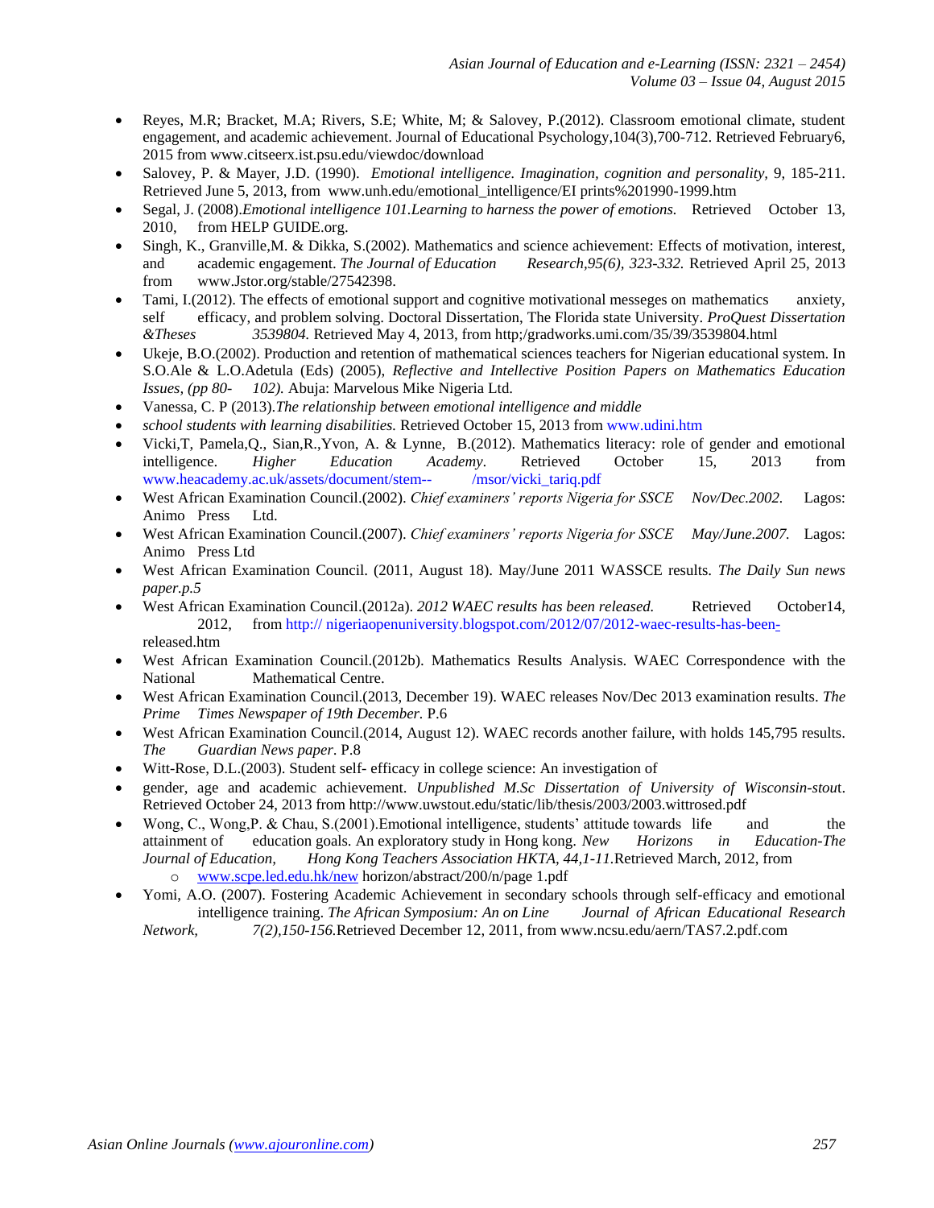- Reyes, M.R; Bracket, M.A; Rivers, S.E; White, M; & Salovey, P.(2012). Classroom emotional climate, student engagement, and academic achievement. Journal of Educational Psychology,104(3),700-712. Retrieved February6, 2015 from www.citseerx.ist.psu.edu/viewdoc/download
- Salovey, P. & Mayer, J.D. (1990). *Emotional intelligence. Imagination, cognition and personality*, 9, 185-211. Retrieved June 5, 2013, from www.unh.edu/emotional_intelligence/EI prints%201990-1999.htm
- Segal, J. (2008).*Emotional intelligence 101.Learning to harness the power of emotions.* Retrieved October 13, 2010, from HELP GUIDE.org.
- Singh, K., Granville,M. & Dikka, S.(2002). Mathematics and science achievement: Effects of motivation, interest, and academic engagement. *The Journal of Education Research,95(6), 323-332.* Retrieved April 25, 2013 from www.Jstor.org/stable/27542398.
- Tami, I.(2012). The effects of emotional support and cognitive motivational messeges on mathematics anxiety, self efficacy, and problem solving. Doctoral Dissertation, The Florida state University. *ProQuest Dissertation &Theses 3539804.* Retrieved May 4, 2013, from http;/gradworks.umi.com/35/39/3539804.html
- Ukeje, B.O.(2002). Production and retention of mathematical sciences teachers for Nigerian educational system. In S.O.Ale & L.O.Adetula (Eds) (2005), *Reflective and Intellective Position Papers on Mathematics Education Issues, (pp 80- 102).* Abuja: Marvelous Mike Nigeria Ltd.
- Vanessa, C. P (2013).*The relationship between emotional intelligence and middle*
- *school students with learning disabilities.* Retrieved October 15, 2013 from www.udini.htm
- Vicki,T, Pamela,Q., Sian,R.,Yvon, A. & Lynne, B.(2012). Mathematics literacy: role of gender and emotional intelligence. *Higher Education Academy*. Retrieved October 15, 2013 from www.heacademy.ac.uk/assets/document/stem-- /msor/vicki_tariq.pdf
- West African Examination Council.(2002). *Chief examiners' reports Nigeria for SSCE Nov/Dec.2002.* Lagos: Animo Press Ltd.
- West African Examination Council.(2007). *Chief examiners' reports Nigeria for SSCE May/June.2007.* Lagos: Animo Press Ltd
- West African Examination Council. (2011, August 18). May/June 2011 WASSCE results. *The Daily Sun news paper.p.5*
- West African Examination Council.(2012a). *2012 WAEC results has been released.* Retrieved October14, 2012, from http:// nigeriaopenuniversity.blogspot.com/2012/07/2012-waec-results-has-been-released.htm
- West African Examination Council.(2012b). Mathematics Results Analysis. WAEC Correspondence with the National Mathematical Centre.
- West African Examination Council.(2013, December 19). WAEC releases Nov/Dec 2013 examination results. *The Prime Times Newspaper of 19th December.* P.6
- West African Examination Council.(2014, August 12). WAEC records another failure, with holds 145,795 results. *The Guardian News paper*. P.8
- Witt-Rose, D.L.(2003). Student self- efficacy in college science: An investigation of
- gender, age and academic achievement. *Unpublished M.Sc Dissertation of University of Wisconsin-stou*t. Retrieved October 24, 2013 from http://www.uwstout.edu/static/lib/thesis/2003/2003.wittrosed.pdf
- Wong, C., Wong,P. & Chau, S.(2001).Emotional intelligence, students' attitude towards life and the attainment of education goals. An exploratory study in Hong kong. *New Horizons in Education-The Journal of Education, Hong Kong Teachers Association HKTA, 44,1-11.*Retrieved March, 2012, from
  - www.scpe.led.edu.hk/new horizon/abstract/200/n/page 1.pdf
- Yomi, A.O. (2007). Fostering Academic Achievement in secondary schools through self-efficacy and emotional intelligence training. *The African Symposium: An on Line Journal of African Educational Research Network, 7(2),150-156.*Retrieved December 12, 2011, from www.ncsu.edu/aern/TAS7.2.pdf.com